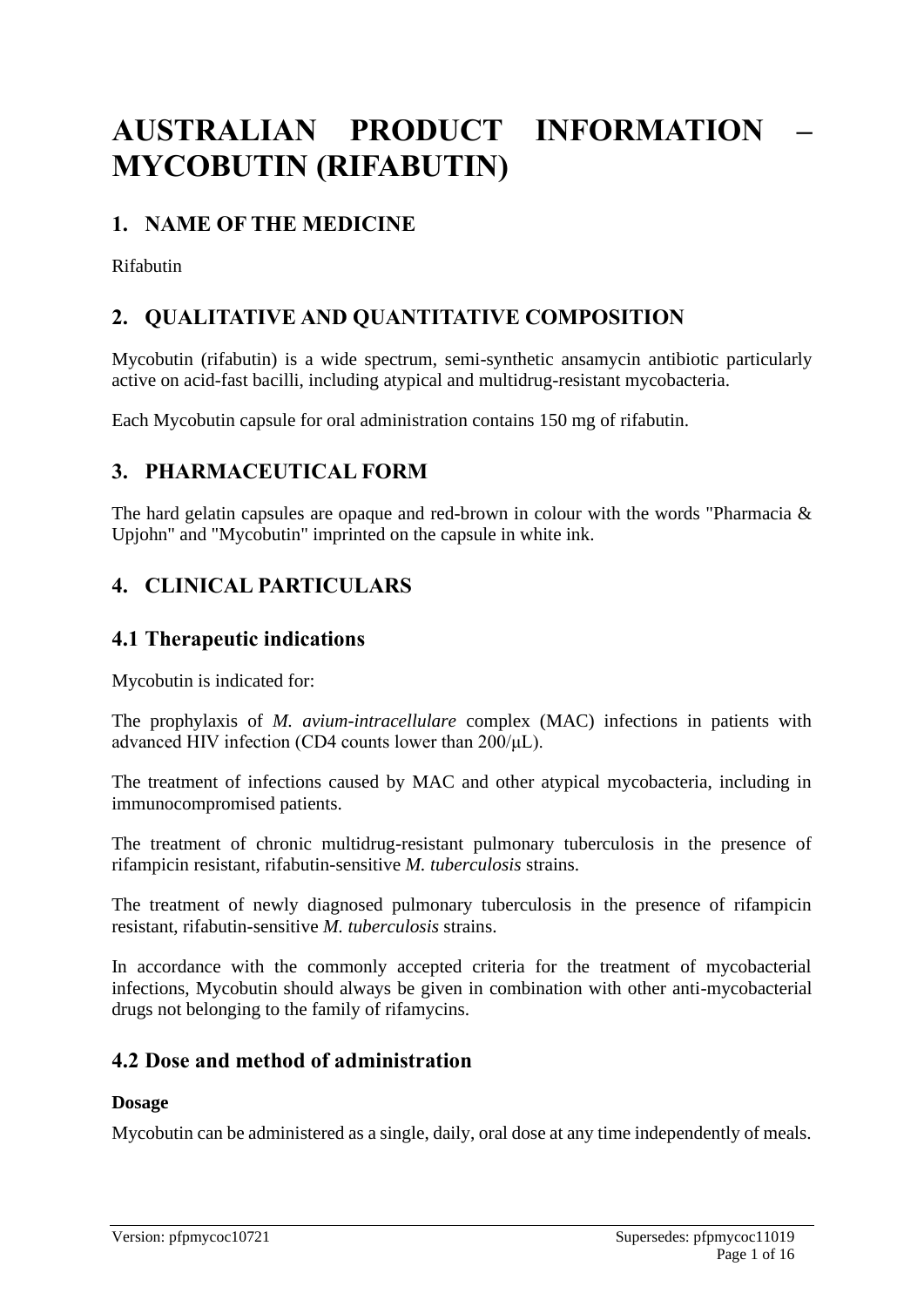# AUSTRALIAN PRODUCT INFORMATION – MYCOBUTIN (RIFABUTIN)

## 1. NAME OF THE MEDICINE

Rifabutin

## 2. QUALITATIVE AND QUANTITATIVE COMPOSITION

Mycobutin (rifabutin) is a wide spectrum, semi-synthetic ansamycin antibiotic particularly active on acid-fast bacilli, including atypical and multidrug-resistant mycobacteria.

Each Mycobutin capsule for oral administration contains 150 mg of rifabutin.

## 3. PHARMACEUTICAL FORM

The hard gelatin capsules are opaque and red-brown in colour with the words "Pharmacia & Upjohn" and "Mycobutin" imprinted on the capsule in white ink.

## 4. CLINICAL PARTICULARS

### 4.1 Therapeutic indications

Mycobutin is indicated for:

The prophylaxis of *M. avium-intracellulare* complex (MAC) infections in patients with advanced HIV infection (CD4 counts lower than 200/μL).

The treatment of infections caused by MAC and other atypical mycobacteria, including in immunocompromised patients.

The treatment of chronic multidrug-resistant pulmonary tuberculosis in the presence of rifampicin resistant, rifabutin-sensitive *M. tuberculosis* strains.

The treatment of newly diagnosed pulmonary tuberculosis in the presence of rifampicin resistant, rifabutin-sensitive *M. tuberculosis* strains.

In accordance with the commonly accepted criteria for the treatment of mycobacterial infections, Mycobutin should always be given in combination with other anti-mycobacterial drugs not belonging to the family of rifamycins.

### 4.2 Dose and method of administration

**Dosage**

Mycobutin can be administered as a single, daily, oral dose at any time independently of meals.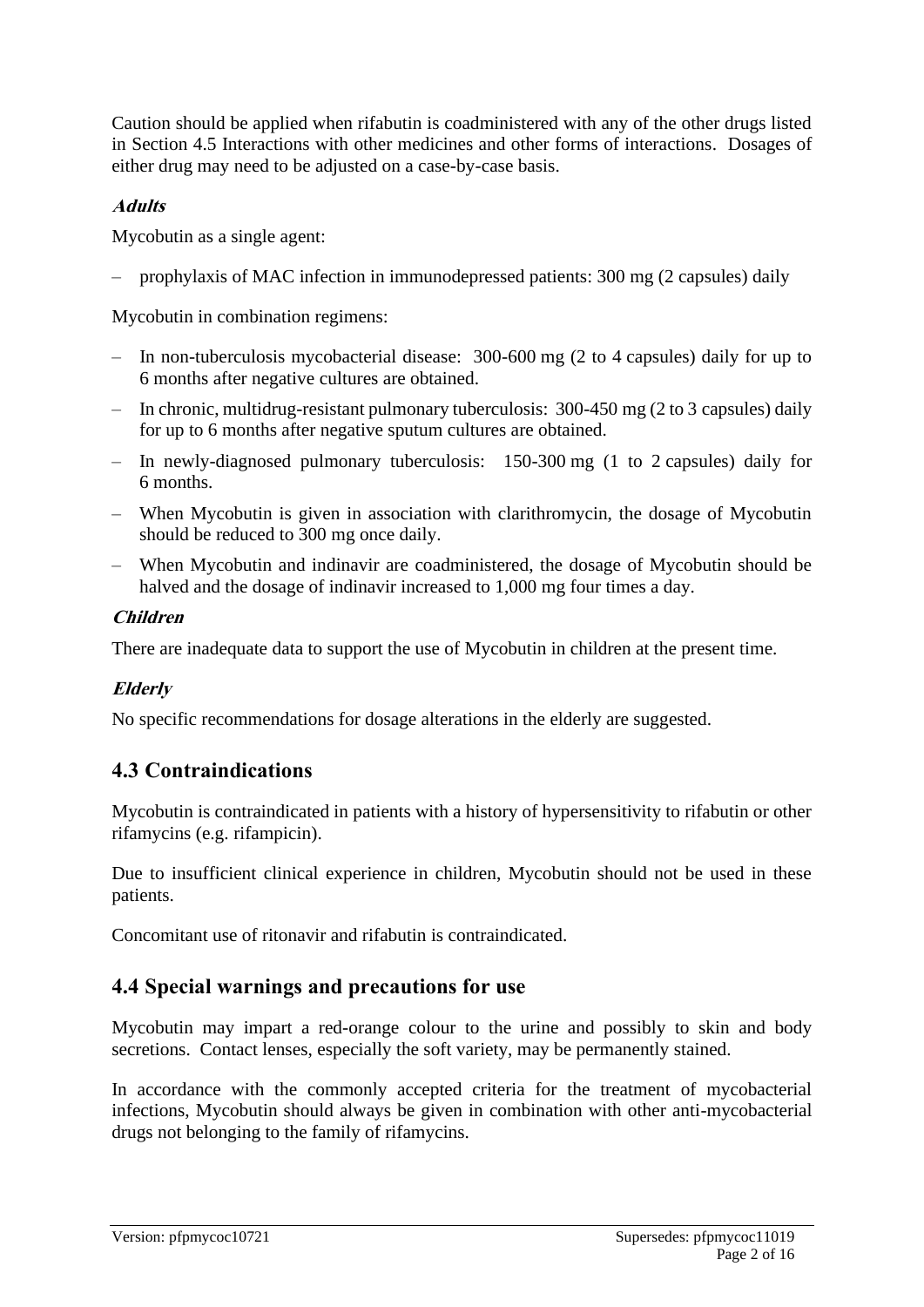Caution should be applied when rifabutin is coadministered with any of the other drugs listed in Section 4.5 Interactions with other medicines and other forms of interactions. Dosages of either drug may need to be adjusted on a case-by-case basis.

***Adults***

Mycobutin as a single agent:

– prophylaxis of MAC infection in immunodepressed patients: 300 mg (2 capsules) daily

Mycobutin in combination regimens:

– In non-tuberculosis mycobacterial disease: 300-600 mg (2 to 4 capsules) daily for up to 6 months after negative cultures are obtained.
– In chronic, multidrug-resistant pulmonary tuberculosis: 300-450 mg (2 to 3 capsules) daily for up to 6 months after negative sputum cultures are obtained.
– In newly-diagnosed pulmonary tuberculosis: 150-300 mg (1 to 2 capsules) daily for 6 months.
– When Mycobutin is given in association with clarithromycin, the dosage of Mycobutin should be reduced to 300 mg once daily.
– When Mycobutin and indinavir are coadministered, the dosage of Mycobutin should be halved and the dosage of indinavir increased to 1,000 mg four times a day.

***Children***

There are inadequate data to support the use of Mycobutin in children at the present time.

***Elderly***

No specific recommendations for dosage alterations in the elderly are suggested.

## 4.3 Contraindications

Mycobutin is contraindicated in patients with a history of hypersensitivity to rifabutin or other rifamycins (e.g. rifampicin).

Due to insufficient clinical experience in children, Mycobutin should not be used in these patients.

Concomitant use of ritonavir and rifabutin is contraindicated.

## 4.4 Special warnings and precautions for use

Mycobutin may impart a red-orange colour to the urine and possibly to skin and body secretions. Contact lenses, especially the soft variety, may be permanently stained.

In accordance with the commonly accepted criteria for the treatment of mycobacterial infections, Mycobutin should always be given in combination with other anti-mycobacterial drugs not belonging to the family of rifamycins.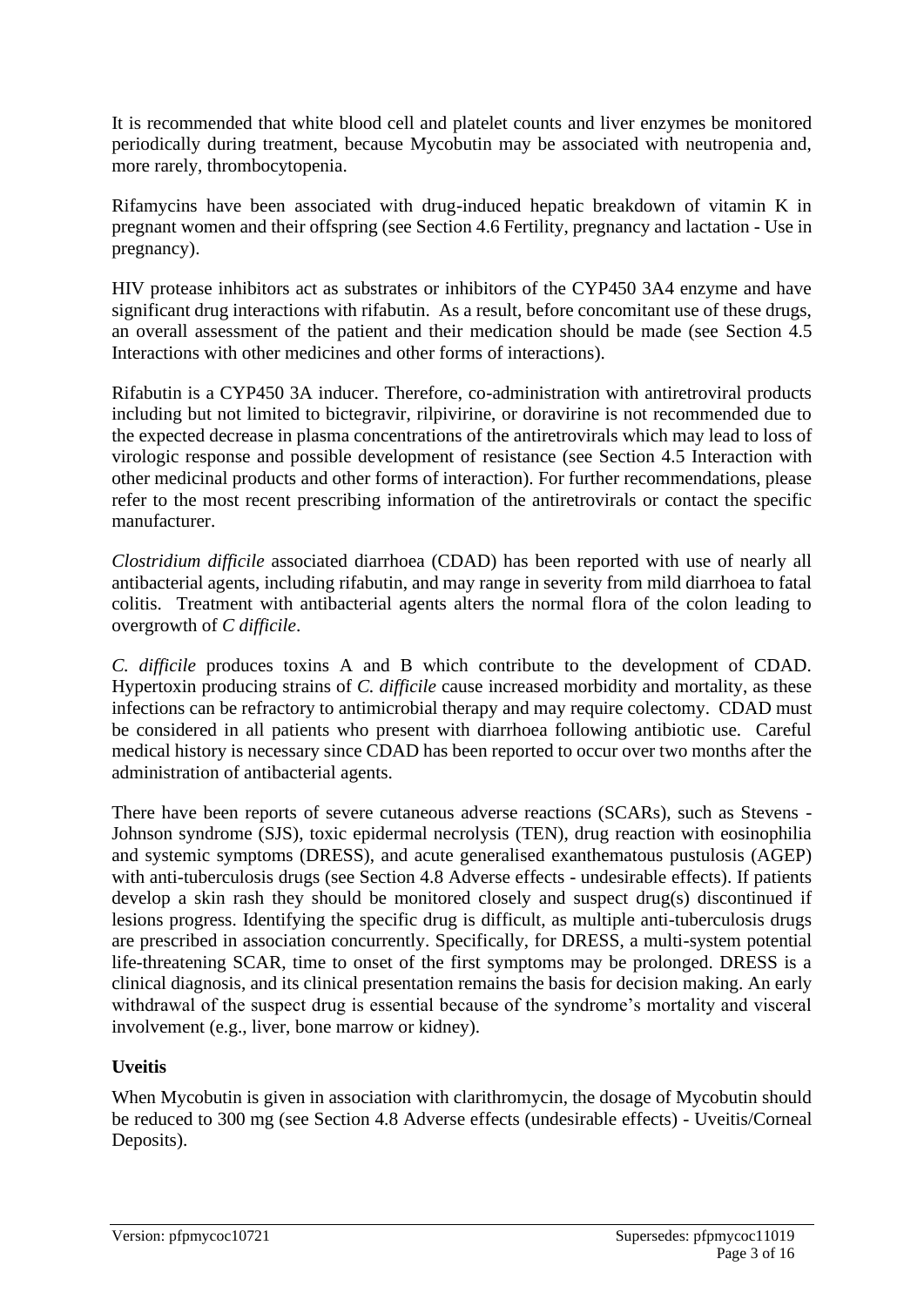It is recommended that white blood cell and platelet counts and liver enzymes be monitored periodically during treatment, because Mycobutin may be associated with neutropenia and, more rarely, thrombocytopenia.

Rifamycins have been associated with drug-induced hepatic breakdown of vitamin K in pregnant women and their offspring (see Section 4.6 Fertility, pregnancy and lactation - Use in pregnancy).

HIV protease inhibitors act as substrates or inhibitors of the CYP450 3A4 enzyme and have significant drug interactions with rifabutin. As a result, before concomitant use of these drugs, an overall assessment of the patient and their medication should be made (see Section 4.5 Interactions with other medicines and other forms of interactions).

Rifabutin is a CYP450 3A inducer. Therefore, co-administration with antiretroviral products including but not limited to bictegravir, rilpivirine, or doravirine is not recommended due to the expected decrease in plasma concentrations of the antiretrovirals which may lead to loss of virologic response and possible development of resistance (see Section 4.5 Interaction with other medicinal products and other forms of interaction). For further recommendations, please refer to the most recent prescribing information of the antiretrovirals or contact the specific manufacturer.

*Clostridium difficile* associated diarrhoea (CDAD) has been reported with use of nearly all antibacterial agents, including rifabutin, and may range in severity from mild diarrhoea to fatal colitis. Treatment with antibacterial agents alters the normal flora of the colon leading to overgrowth of *C difficile*.

*C. difficile* produces toxins A and B which contribute to the development of CDAD. Hypertoxin producing strains of *C. difficile* cause increased morbidity and mortality, as these infections can be refractory to antimicrobial therapy and may require colectomy. CDAD must be considered in all patients who present with diarrhoea following antibiotic use. Careful medical history is necessary since CDAD has been reported to occur over two months after the administration of antibacterial agents.

There have been reports of severe cutaneous adverse reactions (SCARs), such as Stevens - Johnson syndrome (SJS), toxic epidermal necrolysis (TEN), drug reaction with eosinophilia and systemic symptoms (DRESS), and acute generalised exanthematous pustulosis (AGEP) with anti-tuberculosis drugs (see Section 4.8 Adverse effects - undesirable effects). If patients develop a skin rash they should be monitored closely and suspect drug(s) discontinued if lesions progress. Identifying the specific drug is difficult, as multiple anti-tuberculosis drugs are prescribed in association concurrently. Specifically, for DRESS, a multi-system potential life-threatening SCAR, time to onset of the first symptoms may be prolonged. DRESS is a clinical diagnosis, and its clinical presentation remains the basis for decision making. An early withdrawal of the suspect drug is essential because of the syndrome's mortality and visceral involvement (e.g., liver, bone marrow or kidney).

**Uveitis**

When Mycobutin is given in association with clarithromycin, the dosage of Mycobutin should be reduced to 300 mg (see Section 4.8 Adverse effects (undesirable effects) - Uveitis/Corneal Deposits).

Version: pfpmycoc10721 Supersedes: pfpmycoc11019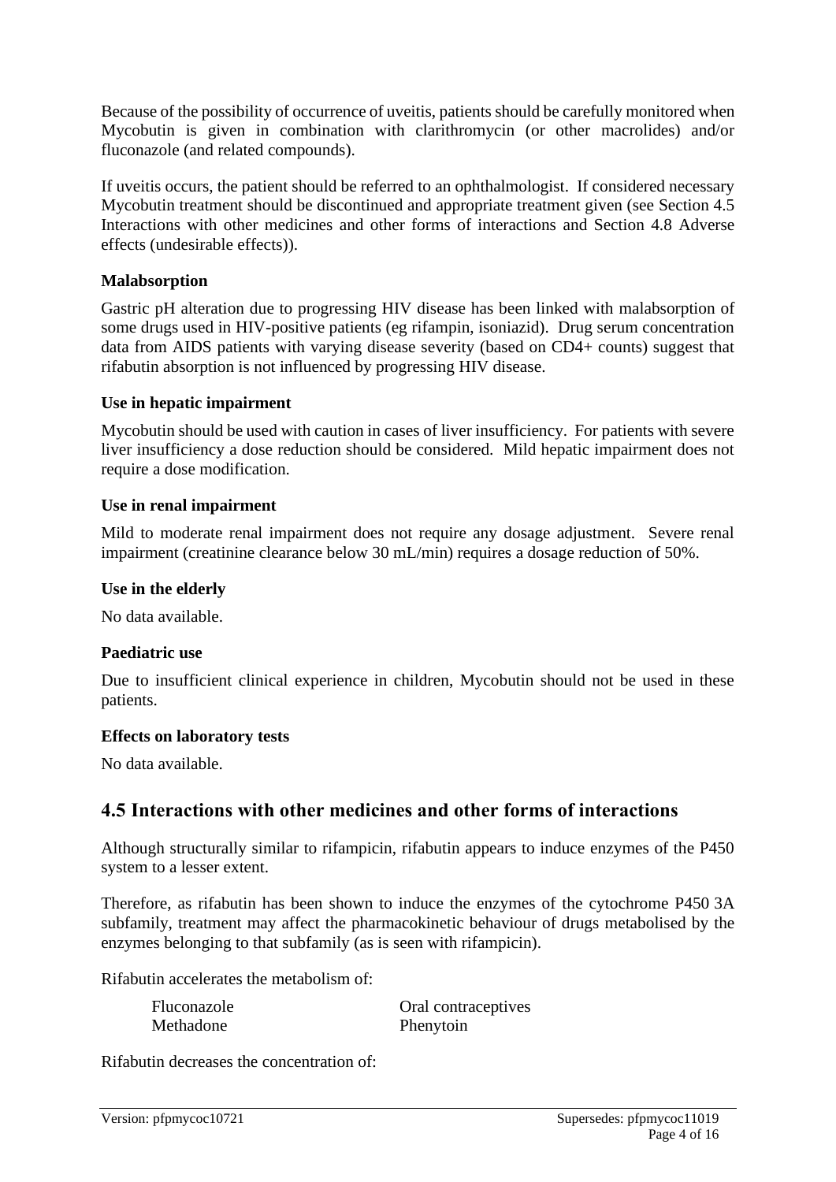Because of the possibility of occurrence of uveitis, patients should be carefully monitored when Mycobutin is given in combination with clarithromycin (or other macrolides) and/or fluconazole (and related compounds).

If uveitis occurs, the patient should be referred to an ophthalmologist. If considered necessary Mycobutin treatment should be discontinued and appropriate treatment given (see Section 4.5 Interactions with other medicines and other forms of interactions and Section 4.8 Adverse effects (undesirable effects)).

**Malabsorption**

Gastric pH alteration due to progressing HIV disease has been linked with malabsorption of some drugs used in HIV-positive patients (eg rifampin, isoniazid). Drug serum concentration data from AIDS patients with varying disease severity (based on CD4+ counts) suggest that rifabutin absorption is not influenced by progressing HIV disease.

**Use in hepatic impairment**

Mycobutin should be used with caution in cases of liver insufficiency. For patients with severe liver insufficiency a dose reduction should be considered. Mild hepatic impairment does not require a dose modification.

**Use in renal impairment**

Mild to moderate renal impairment does not require any dosage adjustment. Severe renal impairment (creatinine clearance below 30 mL/min) requires a dosage reduction of 50%.

**Use in the elderly**

No data available.

**Paediatric use**

Due to insufficient clinical experience in children, Mycobutin should not be used in these patients.

**Effects on laboratory tests**

No data available.

## 4.5 Interactions with other medicines and other forms of interactions

Although structurally similar to rifampicin, rifabutin appears to induce enzymes of the P450 system to a lesser extent.

Therefore, as rifabutin has been shown to induce the enzymes of the cytochrome P450 3A subfamily, treatment may affect the pharmacokinetic behaviour of drugs metabolised by the enzymes belonging to that subfamily (as is seen with rifampicin).

Rifabutin accelerates the metabolism of:

| | |
|---|---|
| Fluconazole | Oral contraceptives |
| Methadone | Phenytoin |

Rifabutin decreases the concentration of: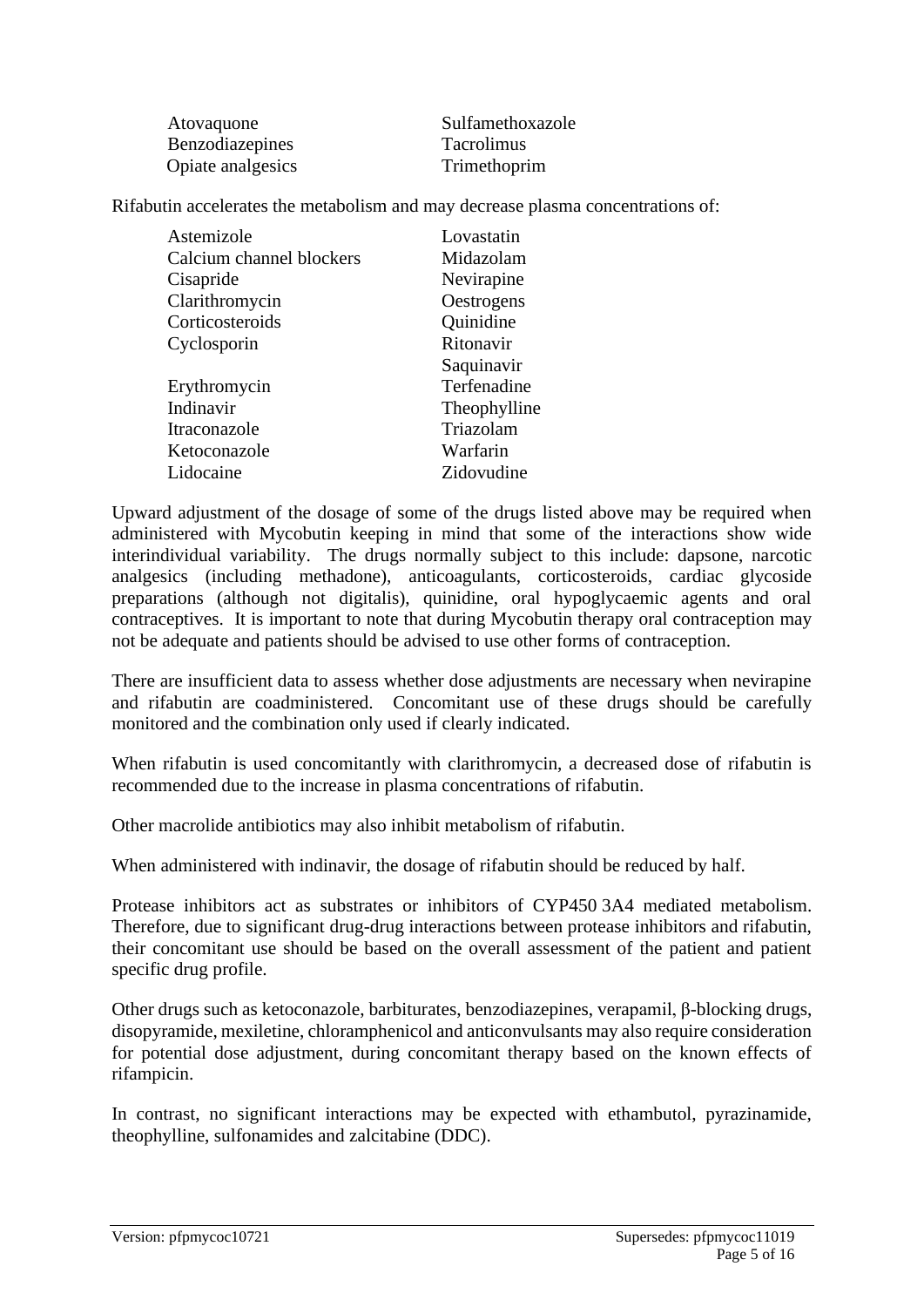| | |
|---|---|
| Atovaquone | Sulfamethoxazole |
| Benzodiazepines | Tacrolimus |
| Opiate analgesics | Trimethoprim |

Rifabutin accelerates the metabolism and may decrease plasma concentrations of:

| | |
|---|---|
| Astemizole | Lovastatin |
| Calcium channel blockers | Midazolam |
| Cisapride | Nevirapine |
| Clarithromycin | Oestrogens |
| Corticosteroids | Quinidine |
| Cyclosporin | Ritonavir |
| | Saquinavir |
| Erythromycin | Terfenadine |
| Indinavir | Theophylline |
| Itraconazole | Triazolam |
| Ketoconazole | Warfarin |
| Lidocaine | Zidovudine |

Upward adjustment of the dosage of some of the drugs listed above may be required when administered with Mycobutin keeping in mind that some of the interactions show wide interindividual variability. The drugs normally subject to this include: dapsone, narcotic analgesics (including methadone), anticoagulants, corticosteroids, cardiac glycoside preparations (although not digitalis), quinidine, oral hypoglycaemic agents and oral contraceptives. It is important to note that during Mycobutin therapy oral contraception may not be adequate and patients should be advised to use other forms of contraception.

There are insufficient data to assess whether dose adjustments are necessary when nevirapine and rifabutin are coadministered. Concomitant use of these drugs should be carefully monitored and the combination only used if clearly indicated.

When rifabutin is used concomitantly with clarithromycin, a decreased dose of rifabutin is recommended due to the increase in plasma concentrations of rifabutin.

Other macrolide antibiotics may also inhibit metabolism of rifabutin.

When administered with indinavir, the dosage of rifabutin should be reduced by half.

Protease inhibitors act as substrates or inhibitors of CYP450 3A4 mediated metabolism. Therefore, due to significant drug-drug interactions between protease inhibitors and rifabutin, their concomitant use should be based on the overall assessment of the patient and patient specific drug profile.

Other drugs such as ketoconazole, barbiturates, benzodiazepines, verapamil, β-blocking drugs, disopyramide, mexiletine, chloramphenicol and anticonvulsants may also require consideration for potential dose adjustment, during concomitant therapy based on the known effects of rifampicin.

In contrast, no significant interactions may be expected with ethambutol, pyrazinamide, theophylline, sulfonamides and zalcitabine (DDC).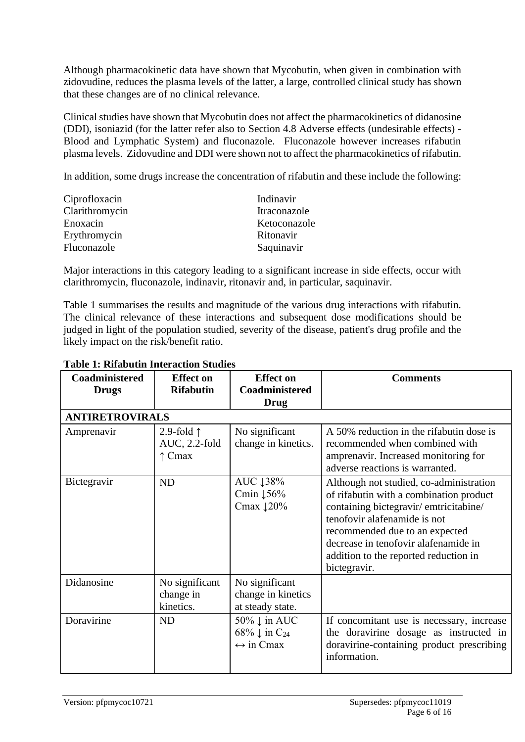Although pharmacokinetic data have shown that Mycobutin, when given in combination with zidovudine, reduces the plasma levels of the latter, a large, controlled clinical study has shown that these changes are of no clinical relevance.

Clinical studies have shown that Mycobutin does not affect the pharmacokinetics of didanosine (DDI), isoniazid (for the latter refer also to Section 4.8 Adverse effects (undesirable effects) - Blood and Lymphatic System) and fluconazole. Fluconazole however increases rifabutin plasma levels. Zidovudine and DDI were shown not to affect the pharmacokinetics of rifabutin.

In addition, some drugs increase the concentration of rifabutin and these include the following:

| | |
|---|---|
| Ciprofloxacin | Indinavir |
| Clarithromycin | Itraconazole |
| Enoxacin | Ketoconazole |
| Erythromycin | Ritonavir |
| Fluconazole | Saquinavir |

Major interactions in this category leading to a significant increase in side effects, occur with clarithromycin, fluconazole, indinavir, ritonavir and, in particular, saquinavir.

Table 1 summarises the results and magnitude of the various drug interactions with rifabutin. The clinical relevance of these interactions and subsequent dose modifications should be judged in light of the population studied, severity of the disease, patient's drug profile and the likely impact on the risk/benefit ratio.

**Table 1: Rifabutin Interaction Studies**

| Coadministered Drugs | Effect on Rifabutin | Effect on Coadministered Drug | Comments |
|---|---|---|---|
| **ANTIRETROVIRALS** | | | |
| Amprenavir | 2.9-fold ↑ AUC, 2.2-fold ↑ Cmax | No significant change in kinetics. | A 50% reduction in the rifabutin dose is recommended when combined with amprenavir. Increased monitoring for adverse reactions is warranted. |
| Bictegravir | ND | AUC ↓38% Cmin ↓56% Cmax ↓20% | Although not studied, co-administration of rifabutin with a combination product containing bictegravir/ emtricitabine/ tenofovir alafenamide is not recommended due to an expected decrease in tenofovir alafenamide in addition to the reported reduction in bictegravir. |
| Didanosine | No significant change in kinetics. | No significant change in kinetics at steady state. | |
| Doravirine | ND | 50% ↓ in AUC 68% ↓ in $C_{24}$ ↔ in Cmax | If concomitant use is necessary, increase the doravirine dosage as instructed in doravirine-containing product prescribing information. |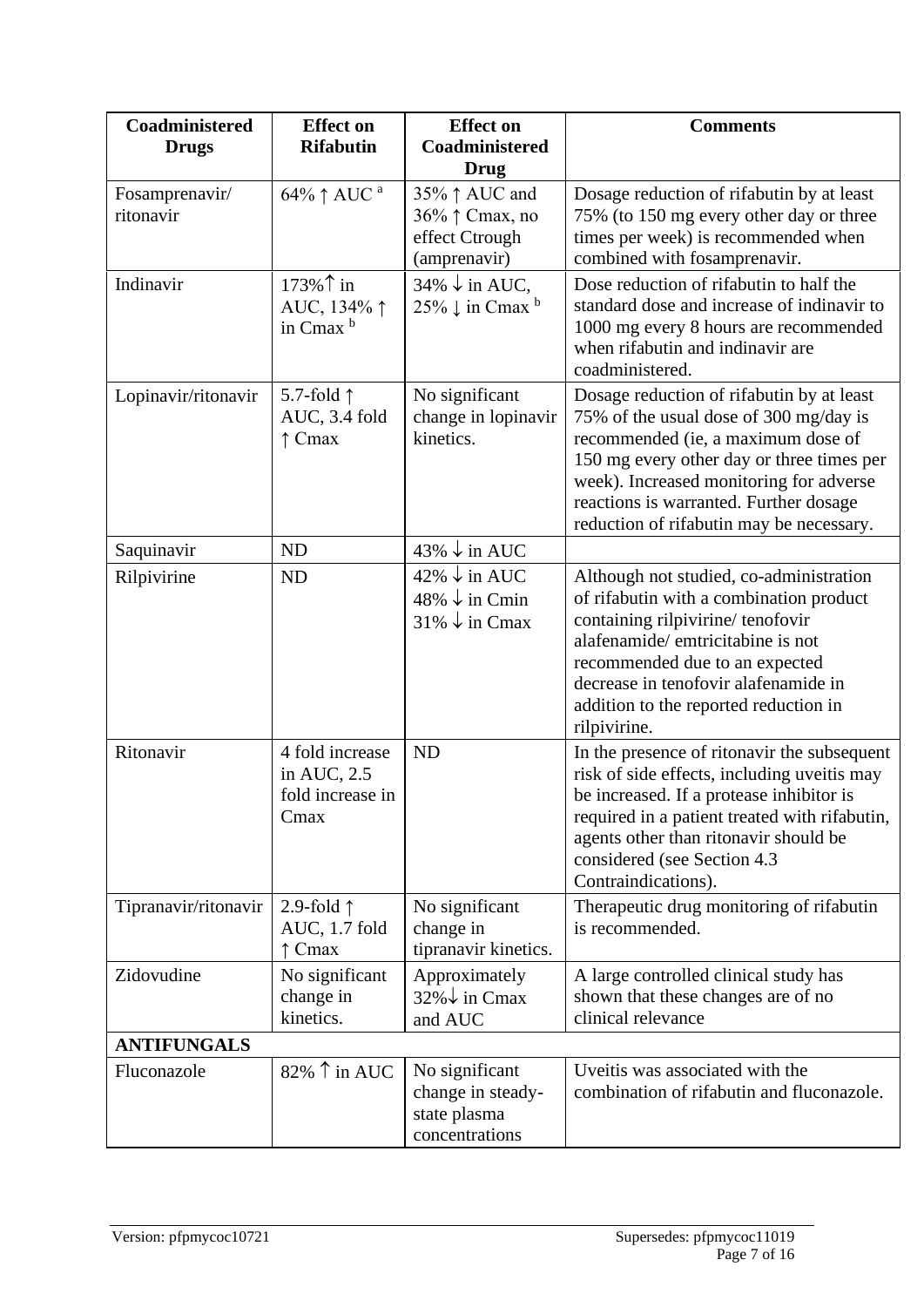| Coadministered Drugs | Effect on Rifabutin | Effect on Coadministered Drug | Comments |
|---|---|---|---|
| Fosamprenavir/ ritonavir | 64% ↑ AUC [a] | 35% ↑ AUC and 36% ↑ Cmax, no effect Ctrough (amprenavir) | Dosage reduction of rifabutin by at least 75% (to 150 mg every other day or three times per week) is recommended when combined with fosamprenavir. |
| Indinavir | 173%↑ in AUC, 134% ↑ in Cmax [b] | 34% ↓ in AUC, 25% ↓ in Cmax [b] | Dose reduction of rifabutin to half the standard dose and increase of indinavir to 1000 mg every 8 hours are recommended when rifabutin and indinavir are coadministered. |
| Lopinavir/ritonavir | 5.7-fold ↑ AUC, 3.4 fold ↑ Cmax | No significant change in lopinavir kinetics. | Dosage reduction of rifabutin by at least 75% of the usual dose of 300 mg/day is recommended (ie, a maximum dose of 150 mg every other day or three times per week). Increased monitoring for adverse reactions is warranted. Further dosage reduction of rifabutin may be necessary. |
| Saquinavir | ND | 43% ↓ in AUC | |
| Rilpivirine | ND | 42% ↓ in AUC<br>48% ↓ in Cmin<br>31% ↓ in Cmax | Although not studied, co-administration of rifabutin with a combination product containing rilpivirine/ tenofovir alafenamide/ emtricitabine is not recommended due to an expected decrease in tenofovir alafenamide in addition to the reported reduction in rilpivirine. |
| Ritonavir | 4 fold increase in AUC, 2.5 fold increase in Cmax | ND | In the presence of ritonavir the subsequent risk of side effects, including uveitis may be increased. If a protease inhibitor is required in a patient treated with rifabutin, agents other than ritonavir should be considered (see Section 4.3 Contraindications). |
| Tipranavir/ritonavir | 2.9-fold ↑ AUC, 1.7 fold ↑ Cmax | No significant change in tipranavir kinetics. | Therapeutic drug monitoring of rifabutin is recommended. |
| Zidovudine | No significant change in kinetics. | Approximately 32%↓ in Cmax and AUC | A large controlled clinical study has shown that these changes are of no clinical relevance |
| **ANTIFUNGALS** | | | |
| Fluconazole | 82% ↑ in AUC | No significant change in steady-state plasma concentrations | Uveitis was associated with the combination of rifabutin and fluconazole. |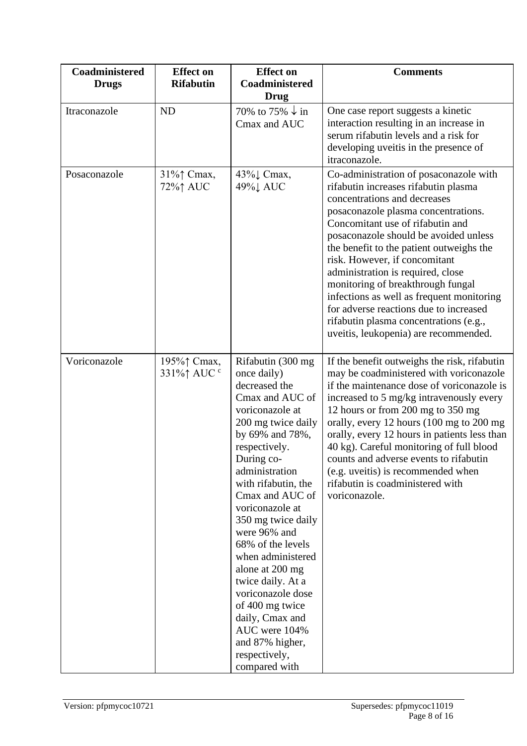| Coadministered Drugs | Effect on Rifabutin | Effect on Coadministered Drug | Comments |
|---|---|---|---|
| Itraconazole | ND | 70% to 75% ↓ in Cmax and AUC | One case report suggests a kinetic interaction resulting in an increase in serum rifabutin levels and a risk for developing uveitis in the presence of itraconazole. |
| Posaconazole | 31%↑ Cmax, 72%↑ AUC | 43%↓ Cmax, 49%↓ AUC | Co-administration of posaconazole with rifabutin increases rifabutin plasma concentrations and decreases posaconazole plasma concentrations. Concomitant use of rifabutin and posaconazole should be avoided unless the benefit to the patient outweighs the risk. However, if concomitant administration is required, close monitoring of breakthrough fungal infections as well as frequent monitoring for adverse reactions due to increased rifabutin plasma concentrations (e.g., uveitis, leukopenia) are recommended. |
| Voriconazole | 195%↑ Cmax, 331%↑ AUC [c] | Rifabutin (300 mg once daily) decreased the Cmax and AUC of voriconazole at 200 mg twice daily by 69% and 78%, respectively. During co-administration with rifabutin, the Cmax and AUC of voriconazole at 350 mg twice daily were 96% and 68% of the levels when administered alone at 200 mg twice daily. At a voriconazole dose of 400 mg twice daily, Cmax and AUC were 104% and 87% higher, respectively, compared with | If the benefit outweighs the risk, rifabutin may be coadministered with voriconazole if the maintenance dose of voriconazole is increased to 5 mg/kg intravenously every 12 hours or from 200 mg to 350 mg orally, every 12 hours (100 mg to 200 mg orally, every 12 hours in patients less than 40 kg). Careful monitoring of full blood counts and adverse events to rifabutin (e.g. uveitis) is recommended when rifabutin is coadministered with voriconazole. |

Version: pfpmycoc10721 Supersedes: pfpmycoc11019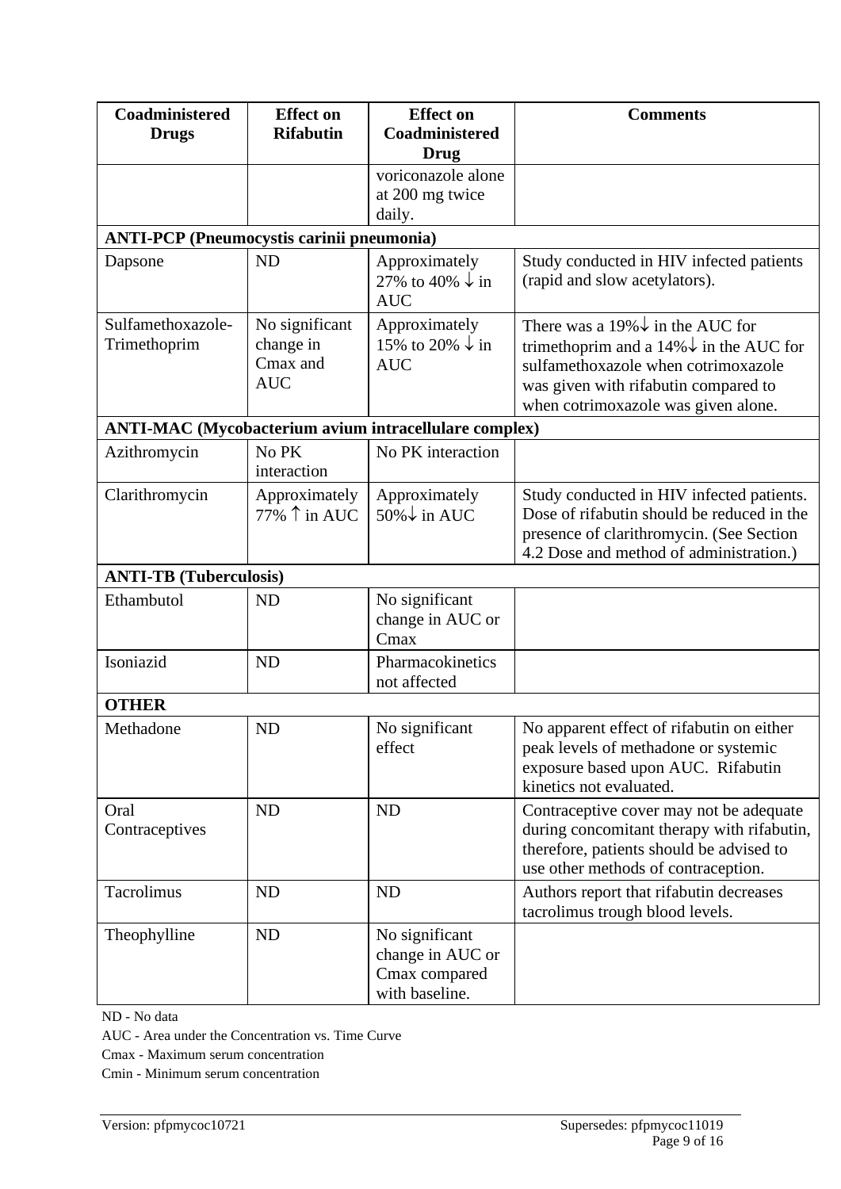| Coadministered Drugs | Effect on Rifabutin | Effect on Coadministered Drug | Comments |
|---|---|---|---|
| | | voriconazole alone at 200 mg twice daily. | |
| **ANTI-PCP (Pneumocystis carinii pneumonia)** | | | |
| Dapsone | ND | Approximately 27% to 40% ↓ in AUC | Study conducted in HIV infected patients (rapid and slow acetylators). |
| Sulfamethoxazole-Trimethoprim | No significant change in Cmax and AUC | Approximately 15% to 20% ↓ in AUC | There was a 19%↓ in the AUC for trimethoprim and a 14%↓ in the AUC for sulfamethoxazole when cotrimoxazole was given with rifabutin compared to when cotrimoxazole was given alone. |
| **ANTI-MAC (Mycobacterium avium intracellulare complex)** | | | |
| Azithromycin | No PK interaction | No PK interaction | |
| Clarithromycin | Approximately 77% ↑ in AUC | Approximately 50%↓ in AUC | Study conducted in HIV infected patients. Dose of rifabutin should be reduced in the presence of clarithromycin. (See Section 4.2 Dose and method of administration.) |
| **ANTI-TB (Tuberculosis)** | | | |
| Ethambutol | ND | No significant change in AUC or Cmax | |
| Isoniazid | ND | Pharmacokinetics not affected | |
| **OTHER** | | | |
| Methadone | ND | No significant effect | No apparent effect of rifabutin on either peak levels of methadone or systemic exposure based upon AUC. Rifabutin kinetics not evaluated. |
| Oral Contraceptives | ND | ND | Contraceptive cover may not be adequate during concomitant therapy with rifabutin, therefore, patients should be advised to use other methods of contraception. |
| Tacrolimus | ND | ND | Authors report that rifabutin decreases tacrolimus trough blood levels. |
| Theophylline | ND | No significant change in AUC or Cmax compared with baseline. | |

ND - No data

AUC - Area under the Concentration vs. Time Curve

Cmax - Maximum serum concentration

Cmin - Minimum serum concentration

Version: pfpmycoc10721 Supersedes: pfpmycoc11019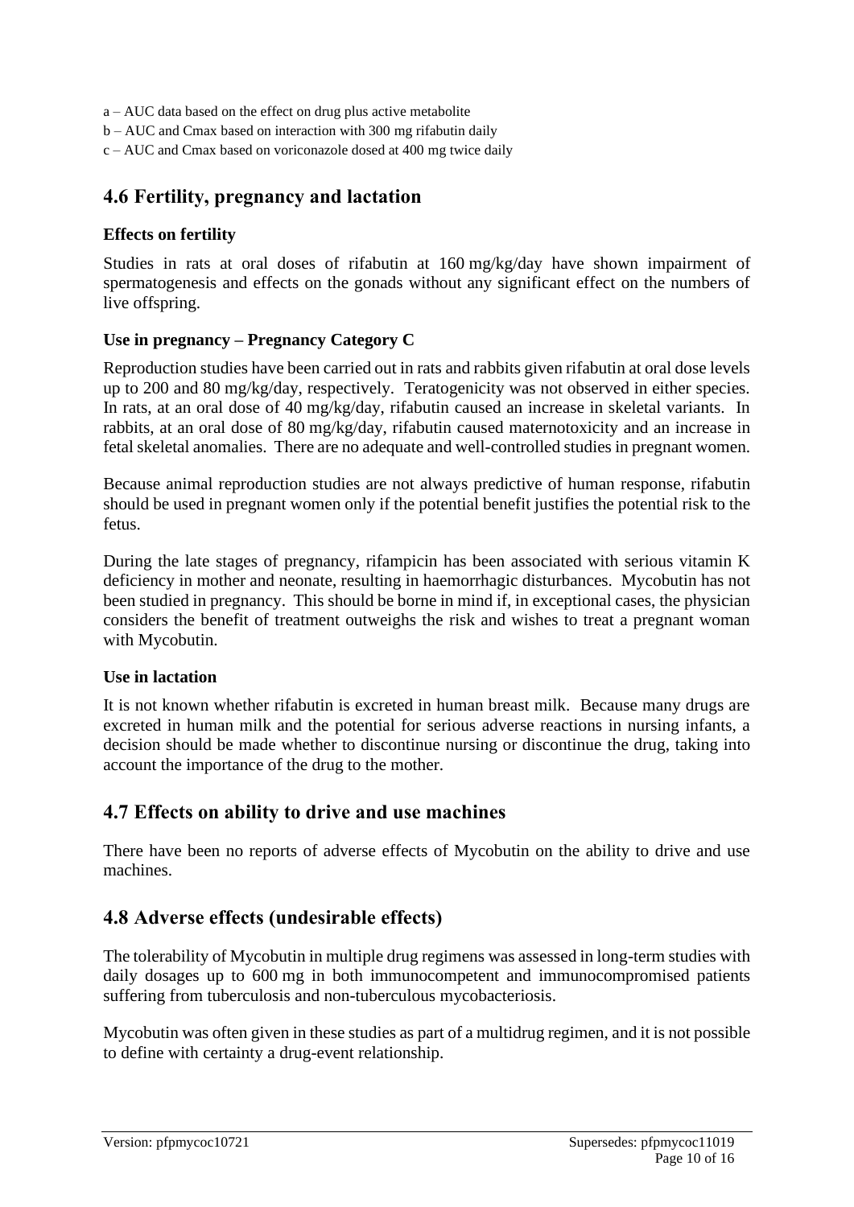a – AUC data based on the effect on drug plus active metabolite

b – AUC and Cmax based on interaction with 300 mg rifabutin daily

c – AUC and Cmax based on voriconazole dosed at 400 mg twice daily

## 4.6 Fertility, pregnancy and lactation

### Effects on fertility

Studies in rats at oral doses of rifabutin at 160 mg/kg/day have shown impairment of spermatogenesis and effects on the gonads without any significant effect on the numbers of live offspring.

### Use in pregnancy – Pregnancy Category C

Reproduction studies have been carried out in rats and rabbits given rifabutin at oral dose levels up to 200 and 80 mg/kg/day, respectively. Teratogenicity was not observed in either species. In rats, at an oral dose of 40 mg/kg/day, rifabutin caused an increase in skeletal variants. In rabbits, at an oral dose of 80 mg/kg/day, rifabutin caused maternotoxicity and an increase in fetal skeletal anomalies. There are no adequate and well-controlled studies in pregnant women.

Because animal reproduction studies are not always predictive of human response, rifabutin should be used in pregnant women only if the potential benefit justifies the potential risk to the fetus.

During the late stages of pregnancy, rifampicin has been associated with serious vitamin K deficiency in mother and neonate, resulting in haemorrhagic disturbances. Mycobutin has not been studied in pregnancy. This should be borne in mind if, in exceptional cases, the physician considers the benefit of treatment outweighs the risk and wishes to treat a pregnant woman with Mycobutin.

### Use in lactation

It is not known whether rifabutin is excreted in human breast milk. Because many drugs are excreted in human milk and the potential for serious adverse reactions in nursing infants, a decision should be made whether to discontinue nursing or discontinue the drug, taking into account the importance of the drug to the mother.

## 4.7 Effects on ability to drive and use machines

There have been no reports of adverse effects of Mycobutin on the ability to drive and use machines.

## 4.8 Adverse effects (undesirable effects)

The tolerability of Mycobutin in multiple drug regimens was assessed in long-term studies with daily dosages up to 600 mg in both immunocompetent and immunocompromised patients suffering from tuberculosis and non-tuberculous mycobacteriosis.

Mycobutin was often given in these studies as part of a multidrug regimen, and it is not possible to define with certainty a drug-event relationship.

Version: pfpmycoc10721 Supersedes: pfpmycoc11019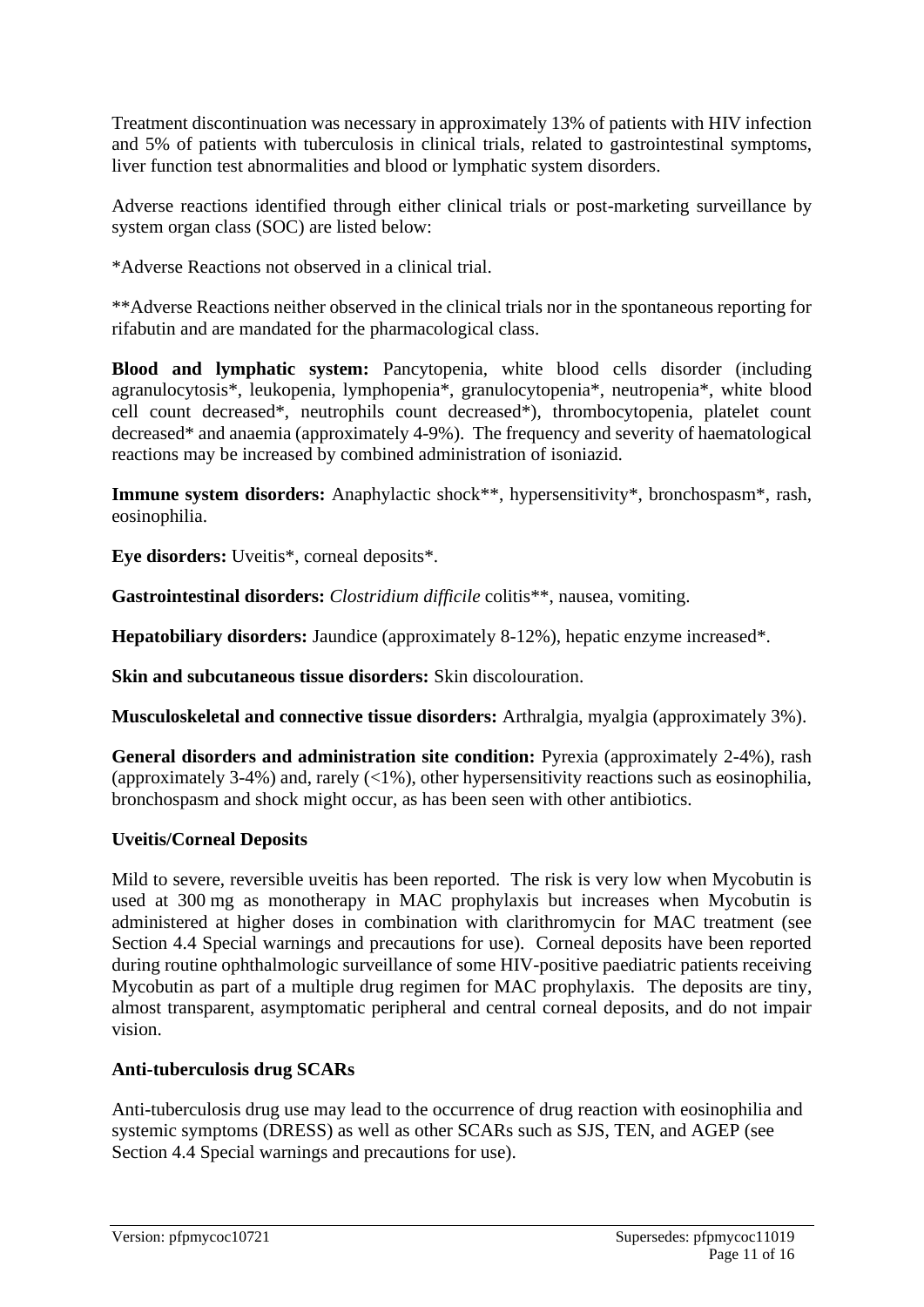Treatment discontinuation was necessary in approximately 13% of patients with HIV infection and 5% of patients with tuberculosis in clinical trials, related to gastrointestinal symptoms, liver function test abnormalities and blood or lymphatic system disorders.

Adverse reactions identified through either clinical trials or post-marketing surveillance by system organ class (SOC) are listed below:

*Adverse Reactions not observed in a clinical trial.

**Adverse Reactions neither observed in the clinical trials nor in the spontaneous reporting for rifabutin and are mandated for the pharmacological class.

**Blood and lymphatic system:** Pancytopenia, white blood cells disorder (including agranulocytosis*, leukopenia, lymphopenia*, granulocytopenia*, neutropenia*, white blood cell count decreased*, neutrophils count decreased*), thrombocytopenia, platelet count decreased* and anaemia (approximately 4-9%). The frequency and severity of haematological reactions may be increased by combined administration of isoniazid.

**Immune system disorders:** Anaphylactic shock**, hypersensitivity*, bronchospasm*, rash, eosinophilia.

**Eye disorders:** Uveitis*, corneal deposits*.

**Gastrointestinal disorders:** *Clostridium difficile* colitis**, nausea, vomiting.

**Hepatobiliary disorders:** Jaundice (approximately 8-12%), hepatic enzyme increased*.

**Skin and subcutaneous tissue disorders:** Skin discolouration.

**Musculoskeletal and connective tissue disorders:** Arthralgia, myalgia (approximately 3%).

**General disorders and administration site condition:** Pyrexia (approximately 2-4%), rash (approximately 3-4%) and, rarely (<1%), other hypersensitivity reactions such as eosinophilia, bronchospasm and shock might occur, as has been seen with other antibiotics.

**Uveitis/Corneal Deposits**

Mild to severe, reversible uveitis has been reported. The risk is very low when Mycobutin is used at 300 mg as monotherapy in MAC prophylaxis but increases when Mycobutin is administered at higher doses in combination with clarithromycin for MAC treatment (see Section 4.4 Special warnings and precautions for use). Corneal deposits have been reported during routine ophthalmologic surveillance of some HIV-positive paediatric patients receiving Mycobutin as part of a multiple drug regimen for MAC prophylaxis. The deposits are tiny, almost transparent, asymptomatic peripheral and central corneal deposits, and do not impair vision.

**Anti-tuberculosis drug SCARs**

Anti-tuberculosis drug use may lead to the occurrence of drug reaction with eosinophilia and systemic symptoms (DRESS) as well as other SCARs such as SJS, TEN, and AGEP (see Section 4.4 Special warnings and precautions for use).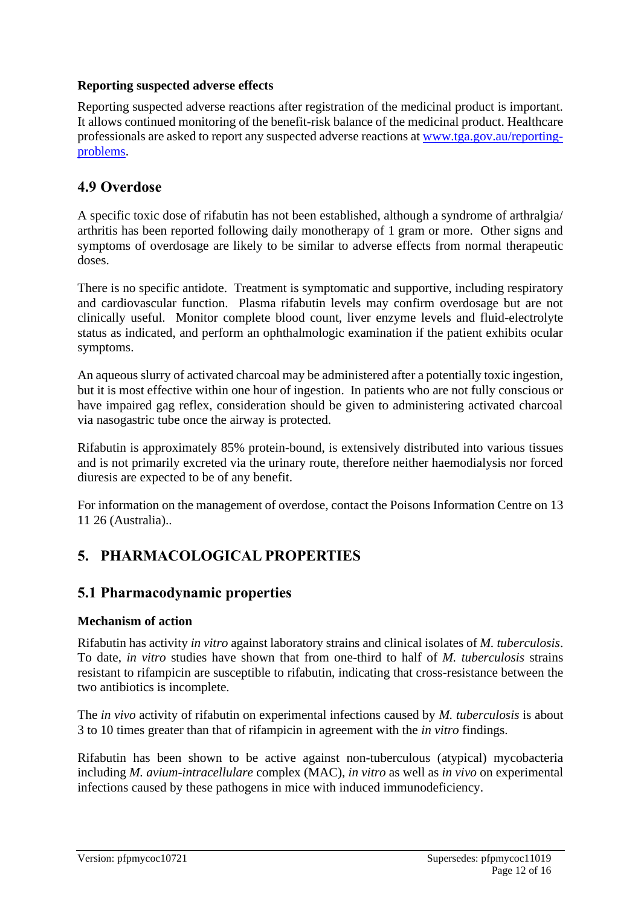**Reporting suspected adverse effects**

Reporting suspected adverse reactions after registration of the medicinal product is important. It allows continued monitoring of the benefit-risk balance of the medicinal product. Healthcare professionals are asked to report any suspected adverse reactions at [www.tga.gov.au/reporting-problems](http://www.tga.gov.au/reporting-problems).

## 4.9 Overdose

A specific toxic dose of rifabutin has not been established, although a syndrome of arthralgia/ arthritis has been reported following daily monotherapy of 1 gram or more. Other signs and symptoms of overdosage are likely to be similar to adverse effects from normal therapeutic doses.

There is no specific antidote. Treatment is symptomatic and supportive, including respiratory and cardiovascular function. Plasma rifabutin levels may confirm overdosage but are not clinically useful. Monitor complete blood count, liver enzyme levels and fluid-electrolyte status as indicated, and perform an ophthalmologic examination if the patient exhibits ocular symptoms.

An aqueous slurry of activated charcoal may be administered after a potentially toxic ingestion, but it is most effective within one hour of ingestion. In patients who are not fully conscious or have impaired gag reflex, consideration should be given to administering activated charcoal via nasogastric tube once the airway is protected.

Rifabutin is approximately 85% protein-bound, is extensively distributed into various tissues and is not primarily excreted via the urinary route, therefore neither haemodialysis nor forced diuresis are expected to be of any benefit.

For information on the management of overdose, contact the Poisons Information Centre on 13 11 26 (Australia)..

# 5. PHARMACOLOGICAL PROPERTIES

## 5.1 Pharmacodynamic properties

**Mechanism of action**

Rifabutin has activity *in vitro* against laboratory strains and clinical isolates of *M. tuberculosis*. To date, *in vitro* studies have shown that from one-third to half of *M. tuberculosis* strains resistant to rifampicin are susceptible to rifabutin, indicating that cross-resistance between the two antibiotics is incomplete.

The *in vivo* activity of rifabutin on experimental infections caused by *M. tuberculosis* is about 3 to 10 times greater than that of rifampicin in agreement with the *in vitro* findings.

Rifabutin has been shown to be active against non-tuberculous (atypical) mycobacteria including *M. avium-intracellulare* complex (MAC), *in vitro* as well as *in vivo* on experimental infections caused by these pathogens in mice with induced immunodeficiency.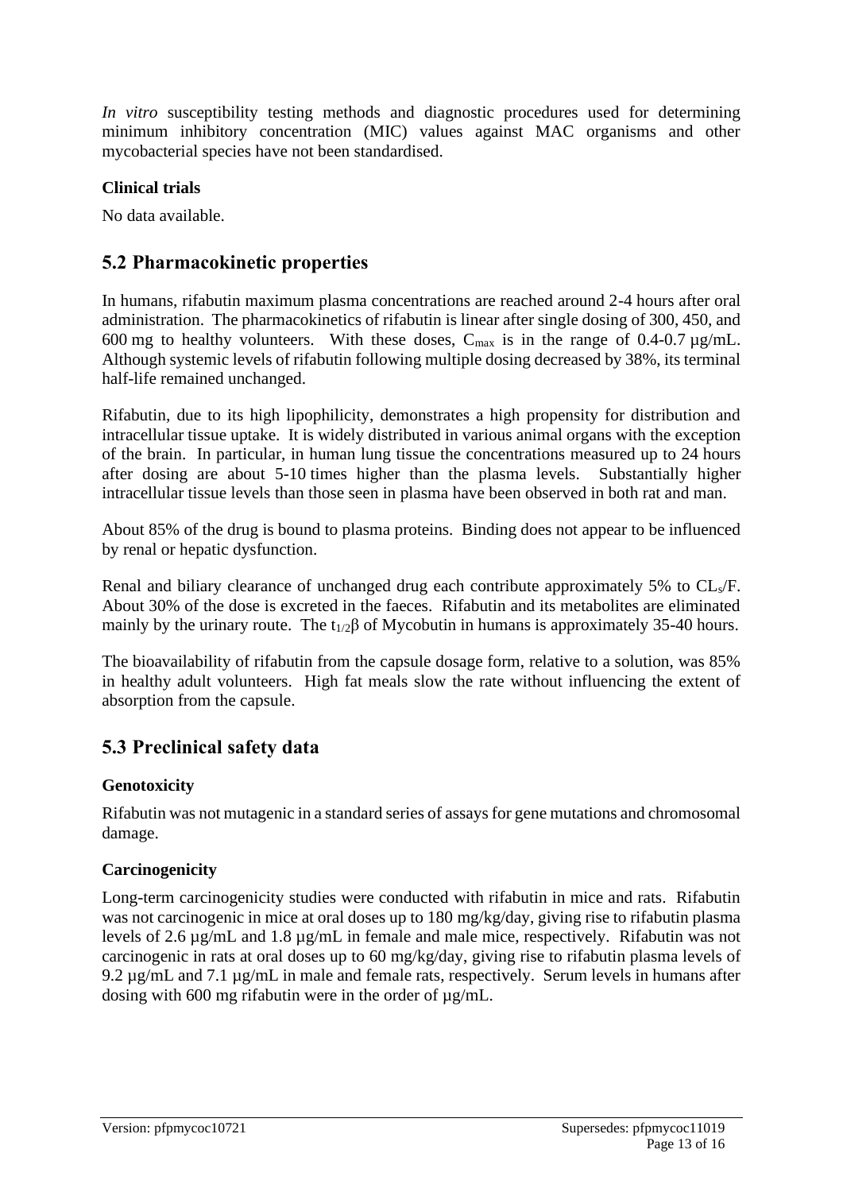*In vitro* susceptibility testing methods and diagnostic procedures used for determining minimum inhibitory concentration (MIC) values against MAC organisms and other mycobacterial species have not been standardised.

### Clinical trials

No data available.

## 5.2 Pharmacokinetic properties

In humans, rifabutin maximum plasma concentrations are reached around 2-4 hours after oral administration. The pharmacokinetics of rifabutin is linear after single dosing of 300, 450, and 600 mg to healthy volunteers. With these doses, $C_{max}$ is in the range of 0.4-0.7 µg/mL. Although systemic levels of rifabutin following multiple dosing decreased by 38%, its terminal half-life remained unchanged.

Rifabutin, due to its high lipophilicity, demonstrates a high propensity for distribution and intracellular tissue uptake. It is widely distributed in various animal organs with the exception of the brain. In particular, in human lung tissue the concentrations measured up to 24 hours after dosing are about 5-10 times higher than the plasma levels. Substantially higher intracellular tissue levels than those seen in plasma have been observed in both rat and man.

About 85% of the drug is bound to plasma proteins. Binding does not appear to be influenced by renal or hepatic dysfunction.

Renal and biliary clearance of unchanged drug each contribute approximately 5% to $CL_s/F$. About 30% of the dose is excreted in the faeces. Rifabutin and its metabolites are eliminated mainly by the urinary route. The $t_{1/2}\beta$ of Mycobutin in humans is approximately 35-40 hours.

The bioavailability of rifabutin from the capsule dosage form, relative to a solution, was 85% in healthy adult volunteers. High fat meals slow the rate without influencing the extent of absorption from the capsule.

## 5.3 Preclinical safety data

### Genotoxicity

Rifabutin was not mutagenic in a standard series of assays for gene mutations and chromosomal damage.

### Carcinogenicity

Long-term carcinogenicity studies were conducted with rifabutin in mice and rats. Rifabutin was not carcinogenic in mice at oral doses up to 180 mg/kg/day, giving rise to rifabutin plasma levels of 2.6 µg/mL and 1.8 µg/mL in female and male mice, respectively. Rifabutin was not carcinogenic in rats at oral doses up to 60 mg/kg/day, giving rise to rifabutin plasma levels of 9.2 µg/mL and 7.1 µg/mL in male and female rats, respectively. Serum levels in humans after dosing with 600 mg rifabutin were in the order of µg/mL.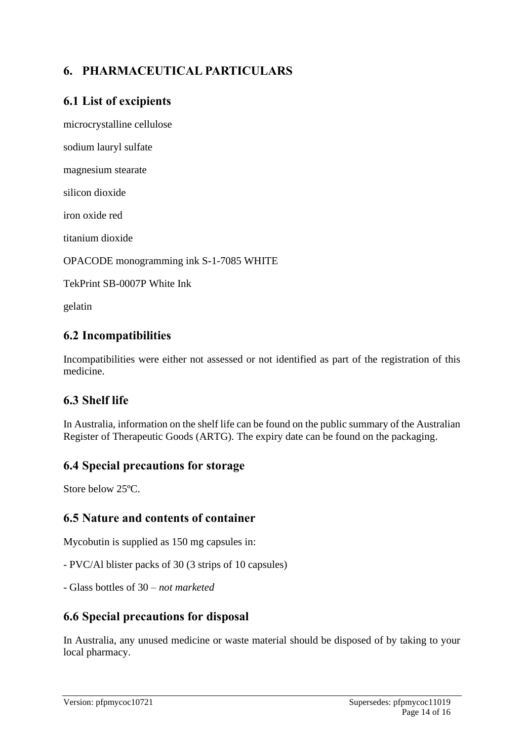# 6. PHARMACEUTICAL PARTICULARS

## 6.1 List of excipients

microcrystalline cellulose

sodium lauryl sulfate

magnesium stearate

silicon dioxide

iron oxide red

titanium dioxide

OPACODE monogramming ink S-1-7085 WHITE

TekPrint SB-0007P White Ink

gelatin

## 6.2 Incompatibilities

Incompatibilities were either not assessed or not identified as part of the registration of this medicine.

## 6.3 Shelf life

In Australia, information on the shelf life can be found on the public summary of the Australian Register of Therapeutic Goods (ARTG). The expiry date can be found on the packaging.

## 6.4 Special precautions for storage

Store below 25ºC.

## 6.5 Nature and contents of container

Mycobutin is supplied as 150 mg capsules in:

- PVC/Al blister packs of 30 (3 strips of 10 capsules)

- Glass bottles of 30 – *not marketed*

## 6.6 Special precautions for disposal

In Australia, any unused medicine or waste material should be disposed of by taking to your local pharmacy.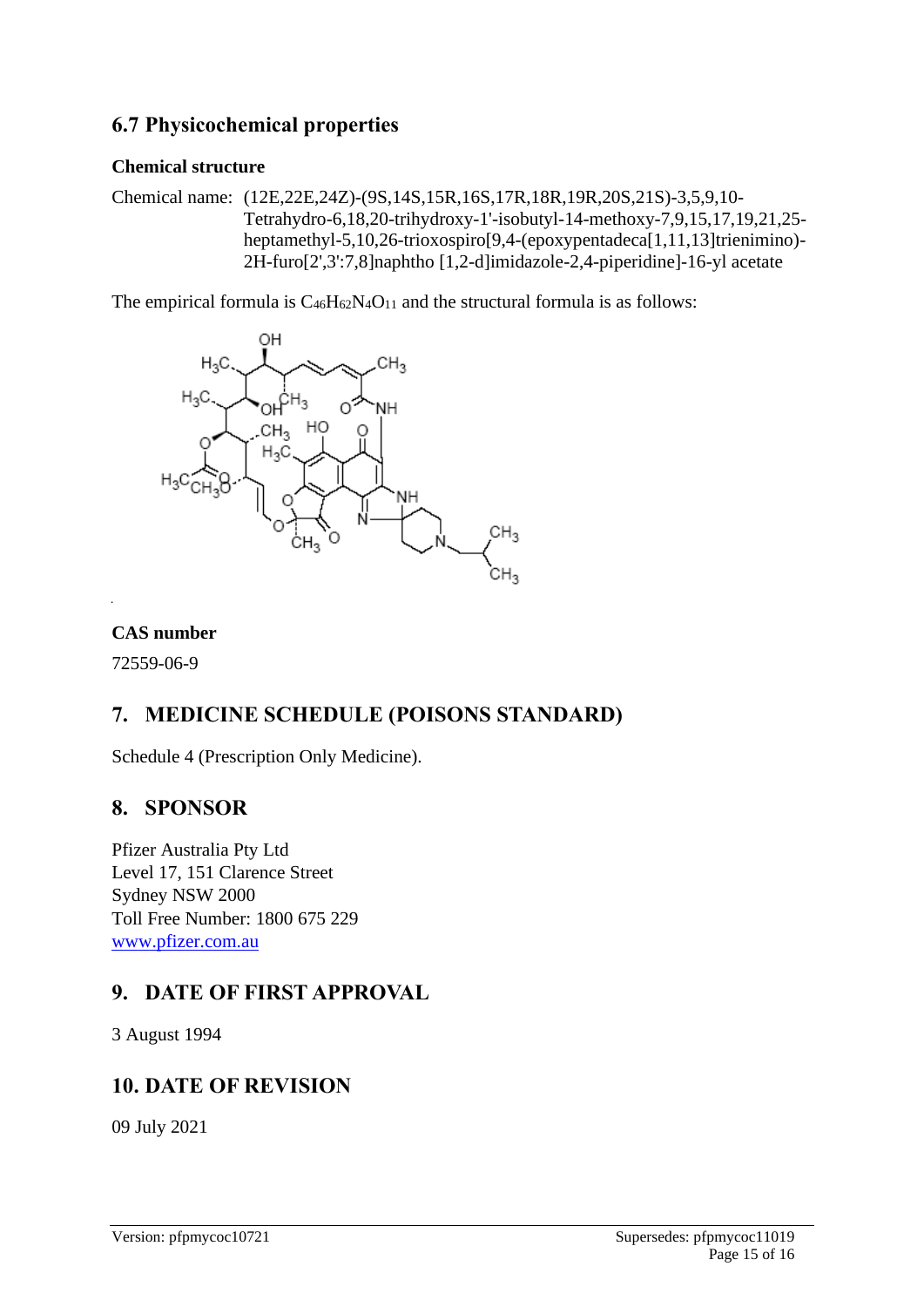## 6.7 Physicochemical properties

### Chemical structure

Chemical name: (12E,22E,24Z)-(9S,14S,15R,16S,17R,18R,19R,20S,21S)-3,5,9,10-Tetrahydro-6,18,20-trihydroxy-1'-isobutyl-14-methoxy-7,9,15,17,19,21,25-heptamethyl-5,10,26-trioxospiro[9,4-(epoxypentadeca[1,11,13]trienimino)-2H-furo[2',3':7,8]naphtho [1,2-d]imidazole-2,4-piperidine]-16-yl acetate

The empirical formula is $C_{46}H_{62}N_4O_{11}$ and the structural formula is as follows:

### CAS number

72559-06-9

## 7. MEDICINE SCHEDULE (POISONS STANDARD)

Schedule 4 (Prescription Only Medicine).

## 8. SPONSOR

Pfizer Australia Pty Ltd
Level 17, 151 Clarence Street
Sydney NSW 2000
Toll Free Number: 1800 675 229
www.pfizer.com.au

## 9. DATE OF FIRST APPROVAL

3 August 1994

## 10. DATE OF REVISION

09 July 2021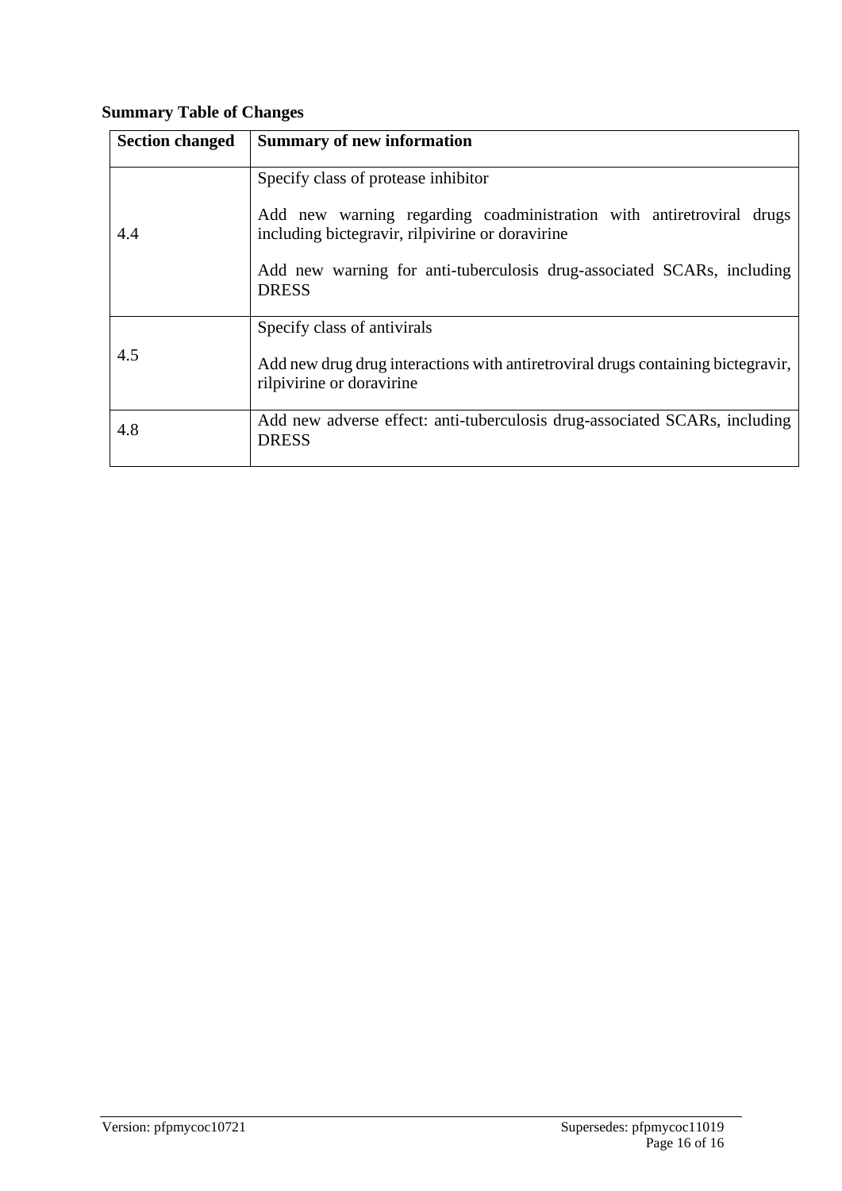**Summary Table of Changes**

| Section changed | Summary of new information |
|---|---|
| 4.4 | Specify class of protease inhibitor<br><br>Add new warning regarding coadministration with antiretroviral drugs including bictegravir, rilpivirine or doravirine<br><br>Add new warning for anti-tuberculosis drug-associated SCARs, including DRESS |
| 4.5 | Specify class of antivirals<br><br>Add new drug drug interactions with antiretroviral drugs containing bictegravir, rilpivirine or doravirine |
| 4.8 | Add new adverse effect: anti-tuberculosis drug-associated SCARs, including DRESS |

Version: pfpmycoc10721 Supersedes: pfpmycoc11019